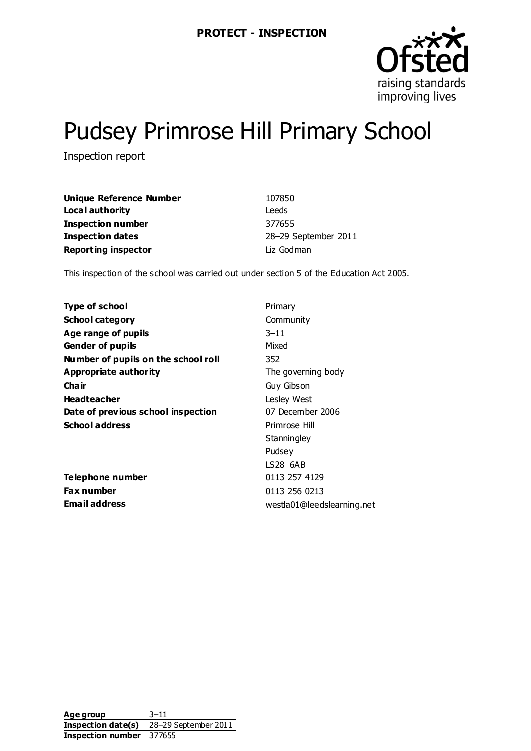**PROTECT - INSPECTION**

# Pudsey Primrose Hill Primary School

Inspection report

| | |
|---|---|
| **Unique Reference Number** | 107850 |
| **Local authority** | Leeds |
| **Inspection number** | 377655 |
| **Inspection dates** | 28–29 September 2011 |
| **Reporting inspector** | Liz Godman |

This inspection of the school was carried out under section 5 of the Education Act 2005.

| | |
|---|---|
| **Type of school** | Primary |
| **School category** | Community |
| **Age range of pupils** | 3–11 |
| **Gender of pupils** | Mixed |
| **Number of pupils on the school roll** | 352 |
| **Appropriate authority** | The governing body |
| **Chair** | Guy Gibson |
| **Headteacher** | Lesley West |
| **Date of previous school inspection** | 07 December 2006 |
| **School address** | Primrose Hill<br>Stanningley<br>Pudsey<br>LS28 6AB |
| **Telephone number** | 0113 257 4129 |
| **Fax number** | 0113 256 0213 |
| **Email address** | westla01@leedslearning.net |

| | |
|---|---|
| **Age group** | 3–11 |
| **Inspection date(s)** | 28–29 September 2011 |
| **Inspection number** | 377655 |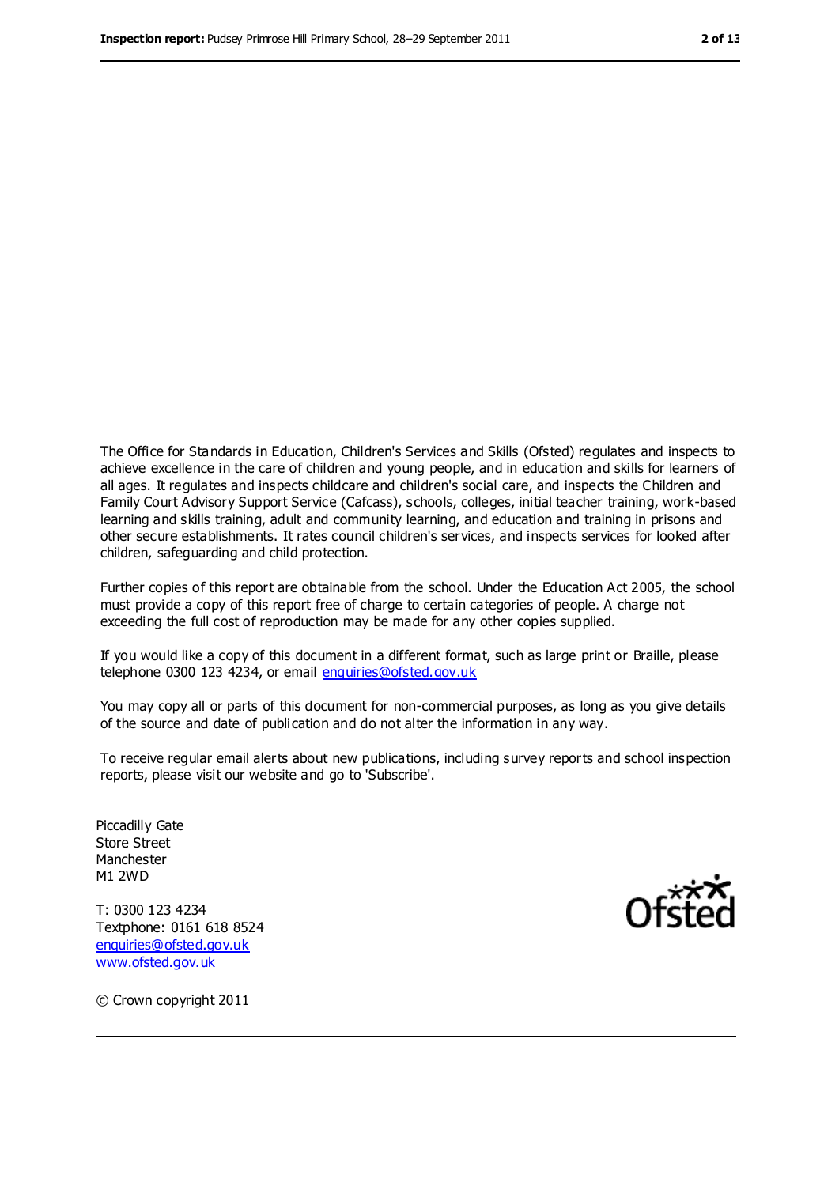The Office for Standards in Education, Children's Services and Skills (Ofsted) regulates and inspects to achieve excellence in the care of children and young people, and in education and skills for learners of all ages. It regulates and inspects childcare and children's social care, and inspects the Children and Family Court Advisory Support Service (Cafcass), schools, colleges, initial teacher training, work-based learning and skills training, adult and community learning, and education and training in prisons and other secure establishments. It rates council children's services, and inspects services for looked after children, safeguarding and child protection.

Further copies of this report are obtainable from the school. Under the Education Act 2005, the school must provide a copy of this report free of charge to certain categories of people. A charge not exceeding the full cost of reproduction may be made for any other copies supplied.

If you would like a copy of this document in a different format, such as large print or Braille, please telephone 0300 123 4234, or email enquiries@ofsted.gov.uk

You may copy all or parts of this document for non-commercial purposes, as long as you give details of the source and date of publication and do not alter the information in any way.

To receive regular email alerts about new publications, including survey reports and school inspection reports, please visit our website and go to 'Subscribe'.

Piccadilly Gate
Store Street
Manchester
M1 2WD

T: 0300 123 4234
Textphone: 0161 618 8524
enquiries@ofsted.gov.uk
www.ofsted.gov.uk

© Crown copyright 2011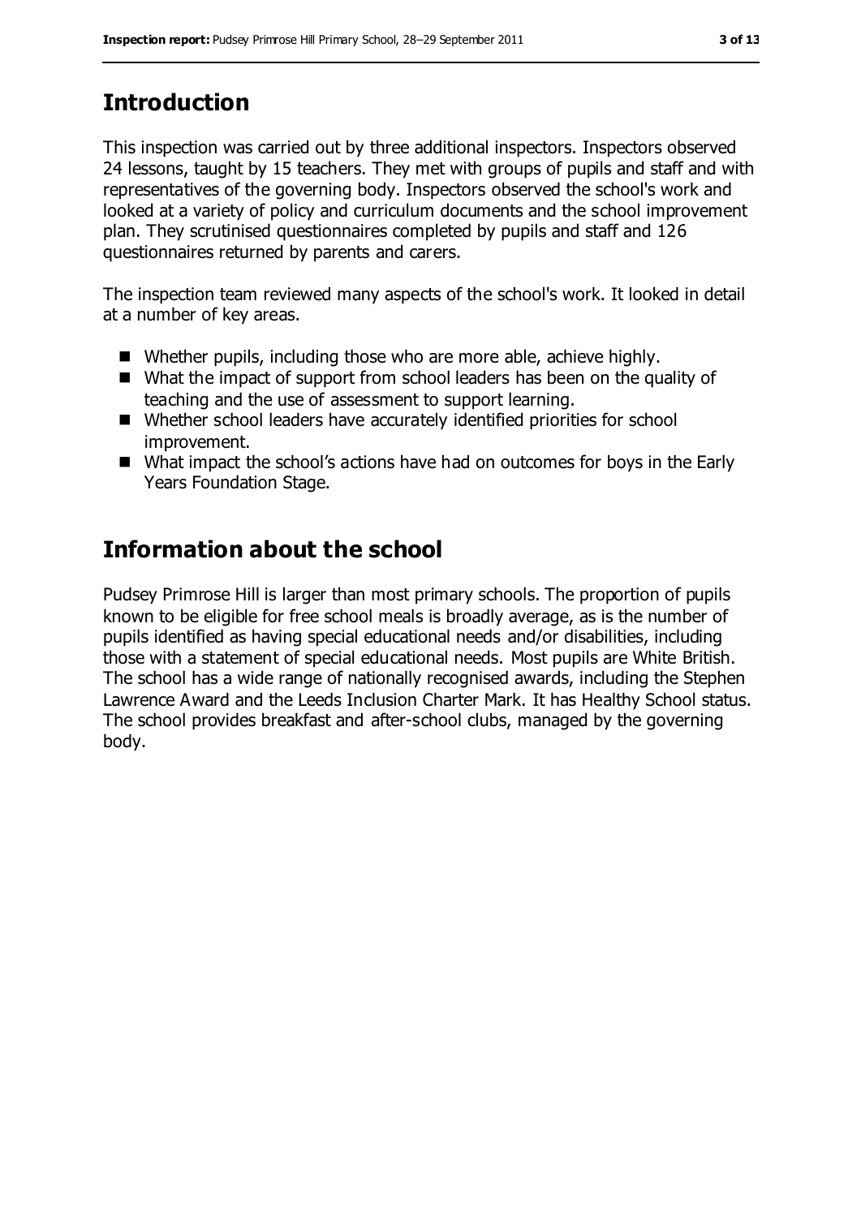## Introduction

This inspection was carried out by three additional inspectors. Inspectors observed 24 lessons, taught by 15 teachers. They met with groups of pupils and staff and with representatives of the governing body. Inspectors observed the school's work and looked at a variety of policy and curriculum documents and the school improvement plan. They scrutinised questionnaires completed by pupils and staff and 126 questionnaires returned by parents and carers.

The inspection team reviewed many aspects of the school's work. It looked in detail at a number of key areas.

- Whether pupils, including those who are more able, achieve highly.
- What the impact of support from school leaders has been on the quality of teaching and the use of assessment to support learning.
- Whether school leaders have accurately identified priorities for school improvement.
- What impact the school's actions have had on outcomes for boys in the Early Years Foundation Stage.

## Information about the school

Pudsey Primrose Hill is larger than most primary schools. The proportion of pupils known to be eligible for free school meals is broadly average, as is the number of pupils identified as having special educational needs and/or disabilities, including those with a statement of special educational needs. Most pupils are White British. The school has a wide range of nationally recognised awards, including the Stephen Lawrence Award and the Leeds Inclusion Charter Mark. It has Healthy School status. The school provides breakfast and after-school clubs, managed by the governing body.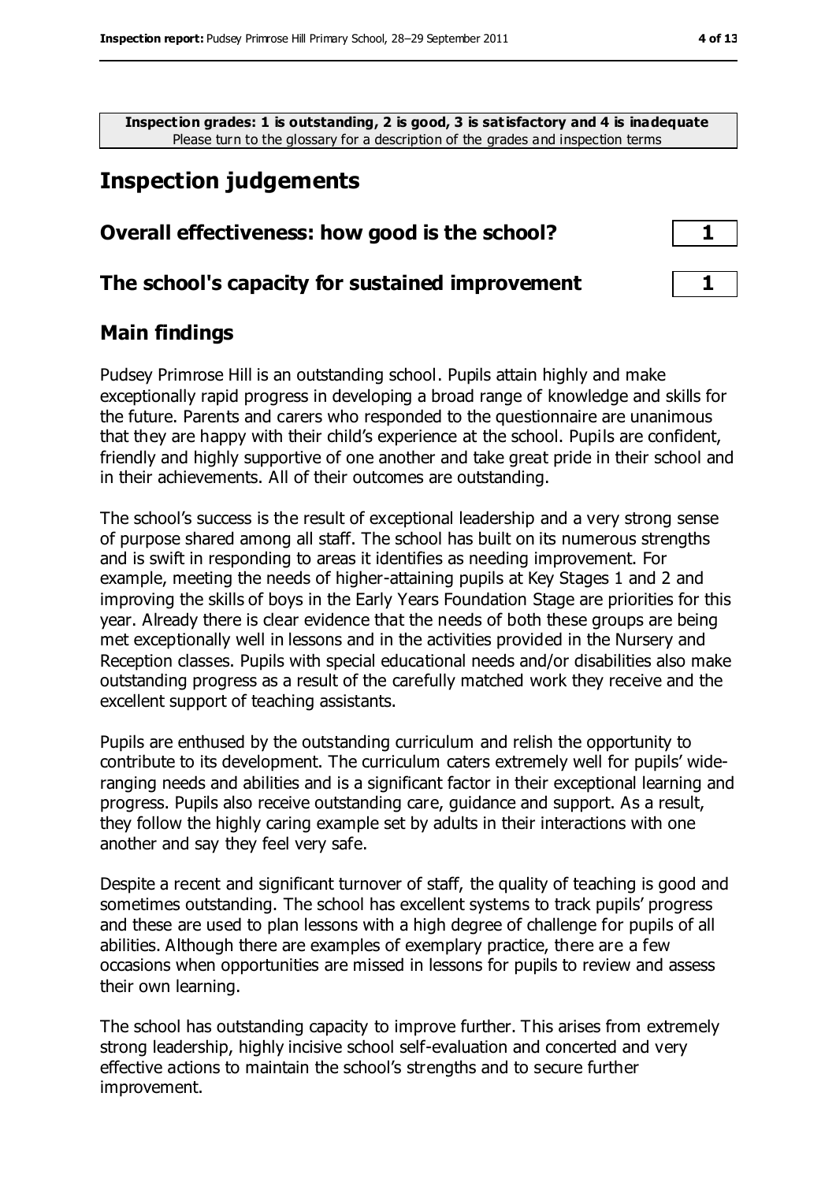**Inspection grades: 1 is outstanding, 2 is good, 3 is satisfactory and 4 is inadequate**
Please turn to the glossary for a description of the grades and inspection terms

# Inspection judgements

| | |
|---|---|
| **Overall effectiveness: how good is the school?** | **1** |
| **The school's capacity for sustained improvement** | **1** |

## Main findings

Pudsey Primrose Hill is an outstanding school. Pupils attain highly and make exceptionally rapid progress in developing a broad range of knowledge and skills for the future. Parents and carers who responded to the questionnaire are unanimous that they are happy with their child's experience at the school. Pupils are confident, friendly and highly supportive of one another and take great pride in their school and in their achievements. All of their outcomes are outstanding.

The school's success is the result of exceptional leadership and a very strong sense of purpose shared among all staff. The school has built on its numerous strengths and is swift in responding to areas it identifies as needing improvement. For example, meeting the needs of higher-attaining pupils at Key Stages 1 and 2 and improving the skills of boys in the Early Years Foundation Stage are priorities for this year. Already there is clear evidence that the needs of both these groups are being met exceptionally well in lessons and in the activities provided in the Nursery and Reception classes. Pupils with special educational needs and/or disabilities also make outstanding progress as a result of the carefully matched work they receive and the excellent support of teaching assistants.

Pupils are enthused by the outstanding curriculum and relish the opportunity to contribute to its development. The curriculum caters extremely well for pupils' wide-ranging needs and abilities and is a significant factor in their exceptional learning and progress. Pupils also receive outstanding care, guidance and support. As a result, they follow the highly caring example set by adults in their interactions with one another and say they feel very safe.

Despite a recent and significant turnover of staff, the quality of teaching is good and sometimes outstanding. The school has excellent systems to track pupils' progress and these are used to plan lessons with a high degree of challenge for pupils of all abilities. Although there are examples of exemplary practice, there are a few occasions when opportunities are missed in lessons for pupils to review and assess their own learning.

The school has outstanding capacity to improve further. This arises from extremely strong leadership, highly incisive school self-evaluation and concerted and very effective actions to maintain the school's strengths and to secure further improvement.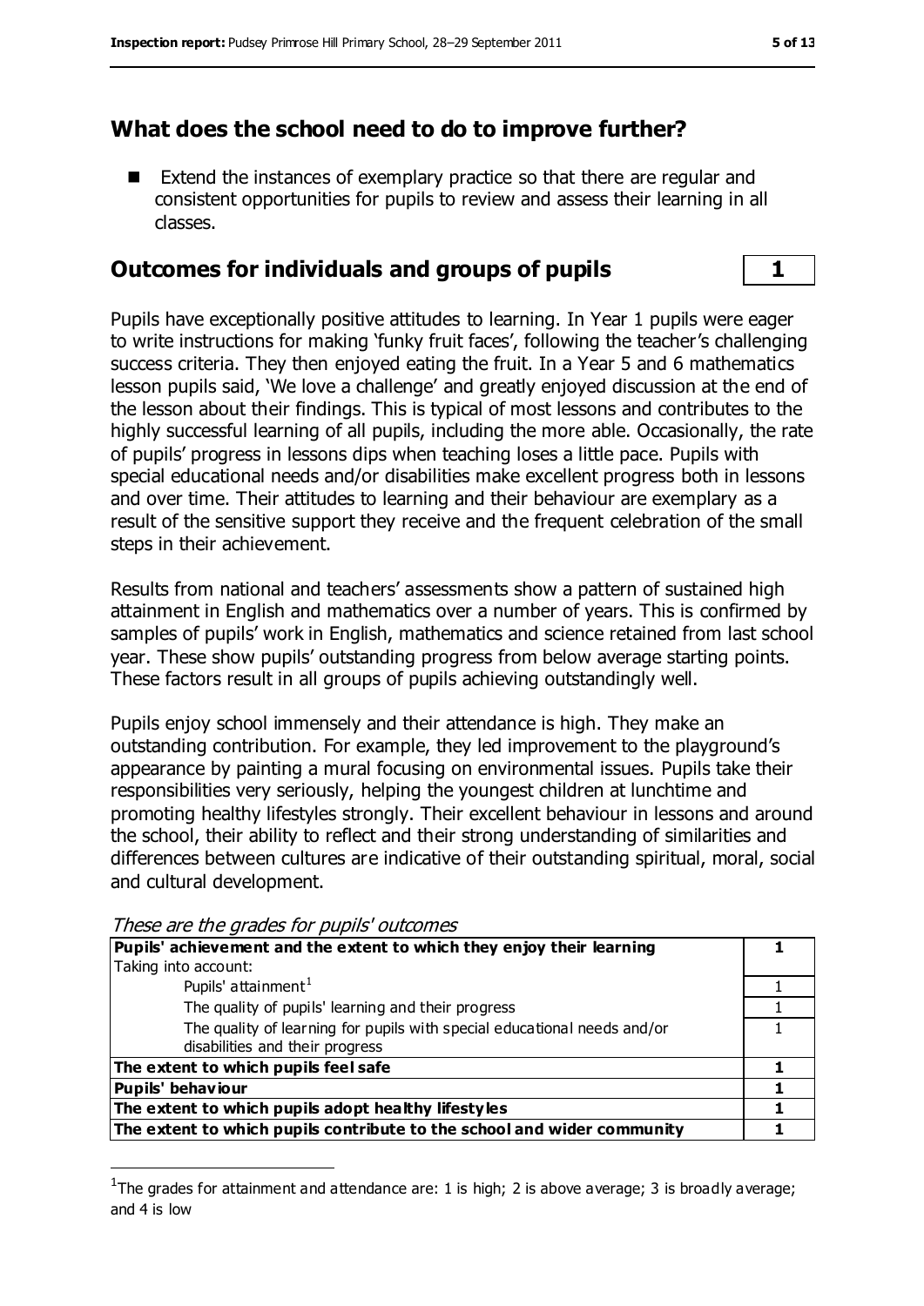## What does the school need to do to improve further?

- Extend the instances of exemplary practice so that there are regular and consistent opportunities for pupils to review and assess their learning in all classes.

## Outcomes for individuals and groups of pupils **1**

Pupils have exceptionally positive attitudes to learning. In Year 1 pupils were eager to write instructions for making 'funky fruit faces', following the teacher's challenging success criteria. They then enjoyed eating the fruit. In a Year 5 and 6 mathematics lesson pupils said, 'We love a challenge' and greatly enjoyed discussion at the end of the lesson about their findings. This is typical of most lessons and contributes to the highly successful learning of all pupils, including the more able. Occasionally, the rate of pupils' progress in lessons dips when teaching loses a little pace. Pupils with special educational needs and/or disabilities make excellent progress both in lessons and over time. Their attitudes to learning and their behaviour are exemplary as a result of the sensitive support they receive and the frequent celebration of the small steps in their achievement.

Results from national and teachers' assessments show a pattern of sustained high attainment in English and mathematics over a number of years. This is confirmed by samples of pupils' work in English, mathematics and science retained from last school year. These show pupils' outstanding progress from below average starting points. These factors result in all groups of pupils achieving outstandingly well.

Pupils enjoy school immensely and their attendance is high. They make an outstanding contribution. For example, they led improvement to the playground's appearance by painting a mural focusing on environmental issues. Pupils take their responsibilities very seriously, helping the youngest children at lunchtime and promoting healthy lifestyles strongly. Their excellent behaviour in lessons and around the school, their ability to reflect and their strong understanding of similarities and differences between cultures are indicative of their outstanding spiritual, moral, social and cultural development.

*These are the grades for pupils' outcomes*

| | |
|---|---|
| **Pupils' achievement and the extent to which they enjoy their learning** | **1** |
| Taking into account: | |
| Pupils' attainment[1] | 1 |
| The quality of pupils' learning and their progress | 1 |
| The quality of learning for pupils with special educational needs and/or disabilities and their progress | 1 |
| **The extent to which pupils feel safe** | **1** |
| **Pupils' behaviour** | **1** |
| **The extent to which pupils adopt healthy lifestyles** | **1** |
| **The extent to which pupils contribute to the school and wider community** | **1** |

[1] The grades for attainment and attendance are: 1 is high; 2 is above average; 3 is broadly average; and 4 is low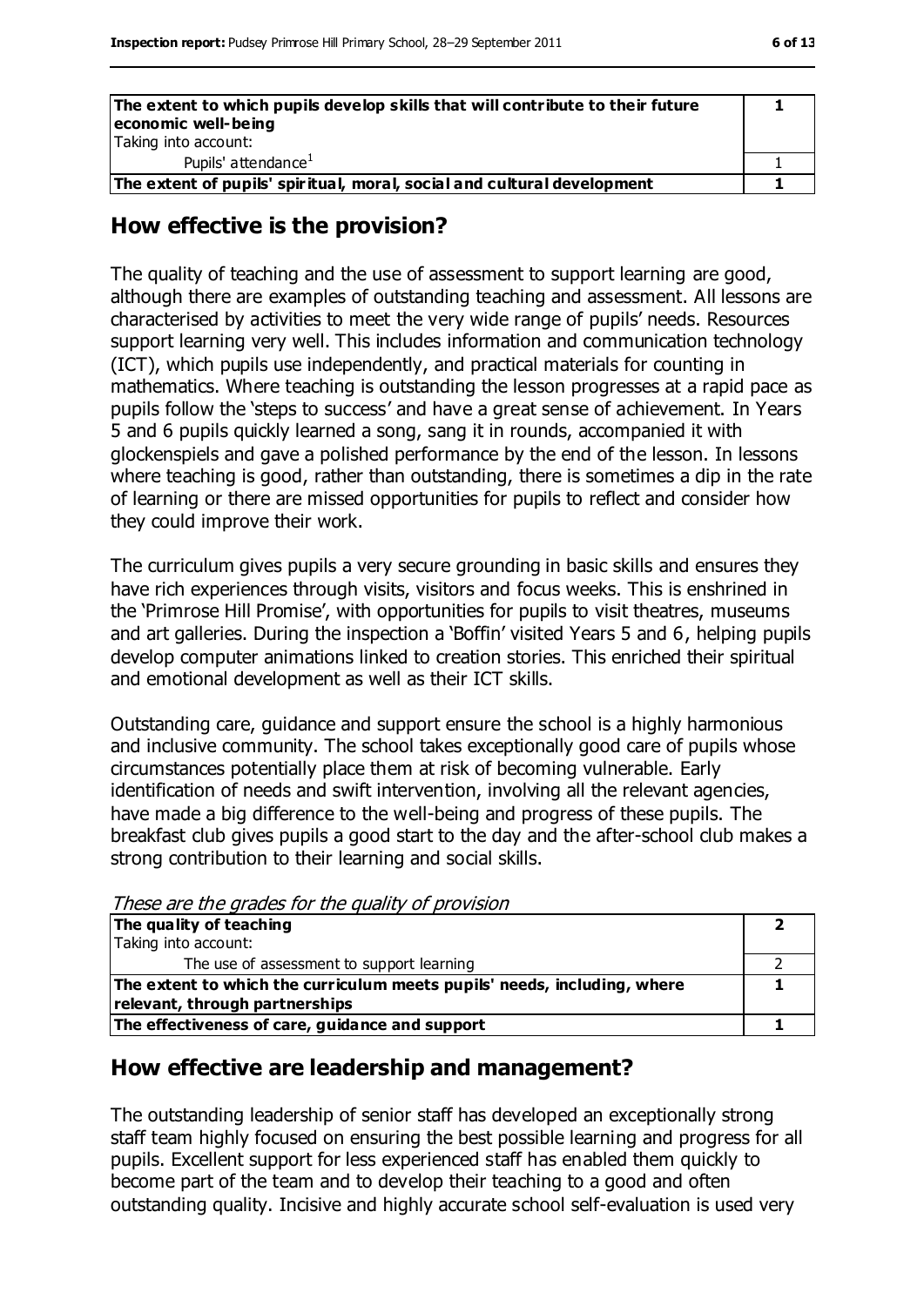| | |
|---|---|
| **The extent to which pupils develop skills that will contribute to their future economic well-being** | **1** |
| Taking into account: | |
| Pupils' attendance[1] | 1 |
| **The extent of pupils' spiritual, moral, social and cultural development** | **1** |

## How effective is the provision?

The quality of teaching and the use of assessment to support learning are good, although there are examples of outstanding teaching and assessment. All lessons are characterised by activities to meet the very wide range of pupils' needs. Resources support learning very well. This includes information and communication technology (ICT), which pupils use independently, and practical materials for counting in mathematics. Where teaching is outstanding the lesson progresses at a rapid pace as pupils follow the 'steps to success' and have a great sense of achievement. In Years 5 and 6 pupils quickly learned a song, sang it in rounds, accompanied it with glockenspiels and gave a polished performance by the end of the lesson. In lessons where teaching is good, rather than outstanding, there is sometimes a dip in the rate of learning or there are missed opportunities for pupils to reflect and consider how they could improve their work.

The curriculum gives pupils a very secure grounding in basic skills and ensures they have rich experiences through visits, visitors and focus weeks. This is enshrined in the 'Primrose Hill Promise', with opportunities for pupils to visit theatres, museums and art galleries. During the inspection a 'Boffin' visited Years 5 and 6, helping pupils develop computer animations linked to creation stories. This enriched their spiritual and emotional development as well as their ICT skills.

Outstanding care, guidance and support ensure the school is a highly harmonious and inclusive community. The school takes exceptionally good care of pupils whose circumstances potentially place them at risk of becoming vulnerable. Early identification of needs and swift intervention, involving all the relevant agencies, have made a big difference to the well-being and progress of these pupils. The breakfast club gives pupils a good start to the day and the after-school club makes a strong contribution to their learning and social skills.

*These are the grades for the quality of provision*

| | |
|---|---|
| **The quality of teaching** | **2** |
| Taking into account: | |
| The use of assessment to support learning | 2 |
| **The extent to which the curriculum meets pupils' needs, including, where relevant, through partnerships** | **1** |
| **The effectiveness of care, guidance and support** | **1** |

## How effective are leadership and management?

The outstanding leadership of senior staff has developed an exceptionally strong staff team highly focused on ensuring the best possible learning and progress for all pupils. Excellent support for less experienced staff has enabled them quickly to become part of the team and to develop their teaching to a good and often outstanding quality. Incisive and highly accurate school self-evaluation is used very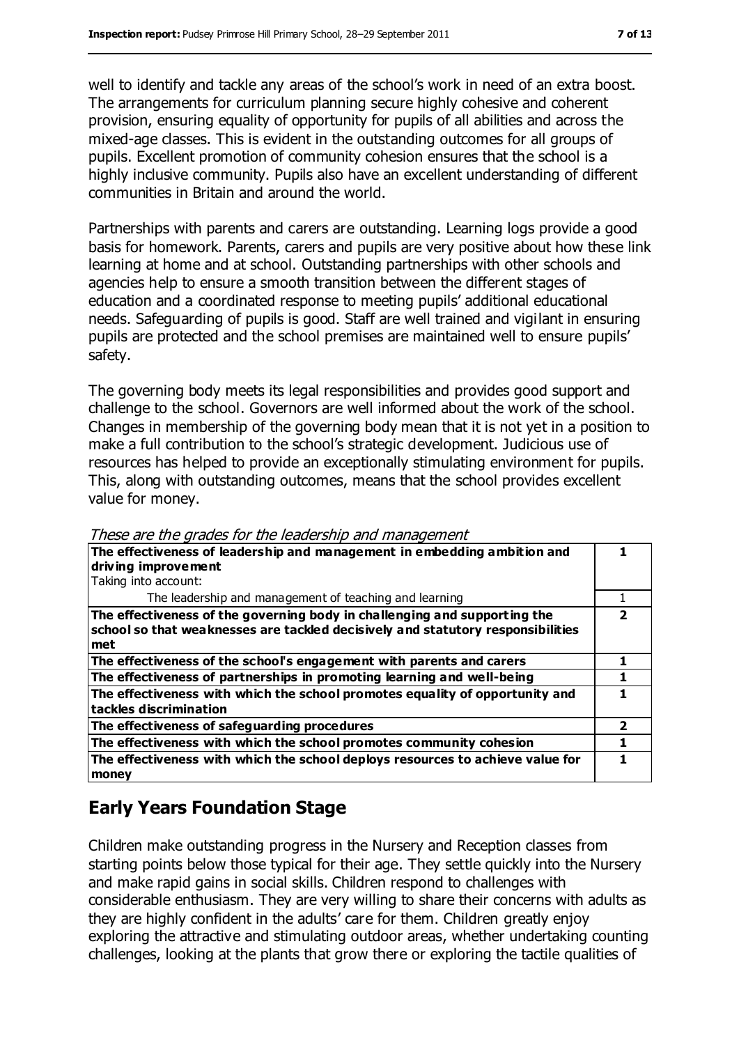well to identify and tackle any areas of the school's work in need of an extra boost. The arrangements for curriculum planning secure highly cohesive and coherent provision, ensuring equality of opportunity for pupils of all abilities and across the mixed-age classes. This is evident in the outstanding outcomes for all groups of pupils. Excellent promotion of community cohesion ensures that the school is a highly inclusive community. Pupils also have an excellent understanding of different communities in Britain and around the world.

Partnerships with parents and carers are outstanding. Learning logs provide a good basis for homework. Parents, carers and pupils are very positive about how these link learning at home and at school. Outstanding partnerships with other schools and agencies help to ensure a smooth transition between the different stages of education and a coordinated response to meeting pupils' additional educational needs. Safeguarding of pupils is good. Staff are well trained and vigilant in ensuring pupils are protected and the school premises are maintained well to ensure pupils' safety.

The governing body meets its legal responsibilities and provides good support and challenge to the school. Governors are well informed about the work of the school. Changes in membership of the governing body mean that it is not yet in a position to make a full contribution to the school's strategic development. Judicious use of resources has helped to provide an exceptionally stimulating environment for pupils. This, along with outstanding outcomes, means that the school provides excellent value for money.

*These are the grades for the leadership and management*

| | |
|---|---|
| **The effectiveness of leadership and management in embedding ambition and driving improvement**<br>Taking into account: | **1** |
| The leadership and management of teaching and learning | 1 |
| **The effectiveness of the governing body in challenging and supporting the school so that weaknesses are tackled decisively and statutory responsibilities met** | **2** |
| **The effectiveness of the school's engagement with parents and carers** | **1** |
| **The effectiveness of partnerships in promoting learning and well-being** | **1** |
| **The effectiveness with which the school promotes equality of opportunity and tackles discrimination** | **1** |
| **The effectiveness of safeguarding procedures** | **2** |
| **The effectiveness with which the school promotes community cohesion** | **1** |
| **The effectiveness with which the school deploys resources to achieve value for money** | **1** |

## Early Years Foundation Stage

Children make outstanding progress in the Nursery and Reception classes from starting points below those typical for their age. They settle quickly into the Nursery and make rapid gains in social skills. Children respond to challenges with considerable enthusiasm. They are very willing to share their concerns with adults as they are highly confident in the adults' care for them. Children greatly enjoy exploring the attractive and stimulating outdoor areas, whether undertaking counting challenges, looking at the plants that grow there or exploring the tactile qualities of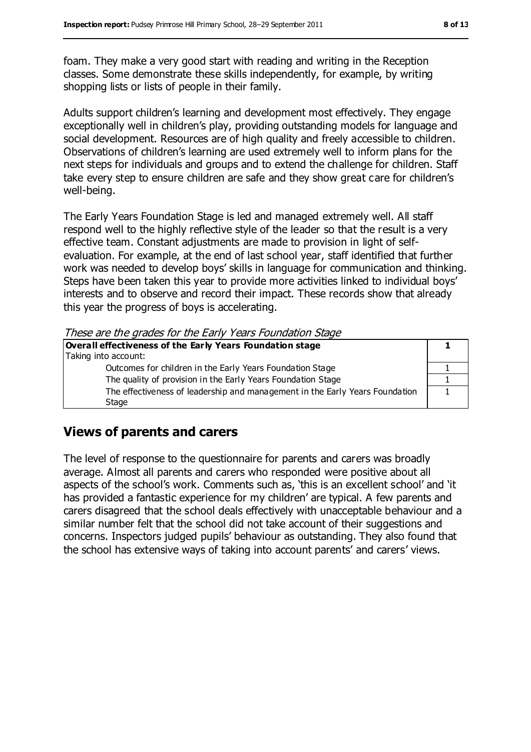foam. They make a very good start with reading and writing in the Reception classes. Some demonstrate these skills independently, for example, by writing shopping lists or lists of people in their family.

Adults support children's learning and development most effectively. They engage exceptionally well in children's play, providing outstanding models for language and social development. Resources are of high quality and freely accessible to children. Observations of children's learning are used extremely well to inform plans for the next steps for individuals and groups and to extend the challenge for children. Staff take every step to ensure children are safe and they show great care for children's well-being.

The Early Years Foundation Stage is led and managed extremely well. All staff respond well to the highly reflective style of the leader so that the result is a very effective team. Constant adjustments are made to provision in light of self-evaluation. For example, at the end of last school year, staff identified that further work was needed to develop boys' skills in language for communication and thinking. Steps have been taken this year to provide more activities linked to individual boys' interests and to observe and record their impact. These records show that already this year the progress of boys is accelerating.

*These are the grades for the Early Years Foundation Stage*

| | |
|---|---|
| **Overall effectiveness of the Early Years Foundation stage** | **1** |
| Taking into account: | |
| Outcomes for children in the Early Years Foundation Stage | 1 |
| The quality of provision in the Early Years Foundation Stage | 1 |
| The effectiveness of leadership and management in the Early Years Foundation Stage | 1 |

## Views of parents and carers

The level of response to the questionnaire for parents and carers was broadly average. Almost all parents and carers who responded were positive about all aspects of the school's work. Comments such as, 'this is an excellent school' and 'it has provided a fantastic experience for my children' are typical. A few parents and carers disagreed that the school deals effectively with unacceptable behaviour and a similar number felt that the school did not take account of their suggestions and concerns. Inspectors judged pupils' behaviour as outstanding. They also found that the school has extensive ways of taking into account parents' and carers' views.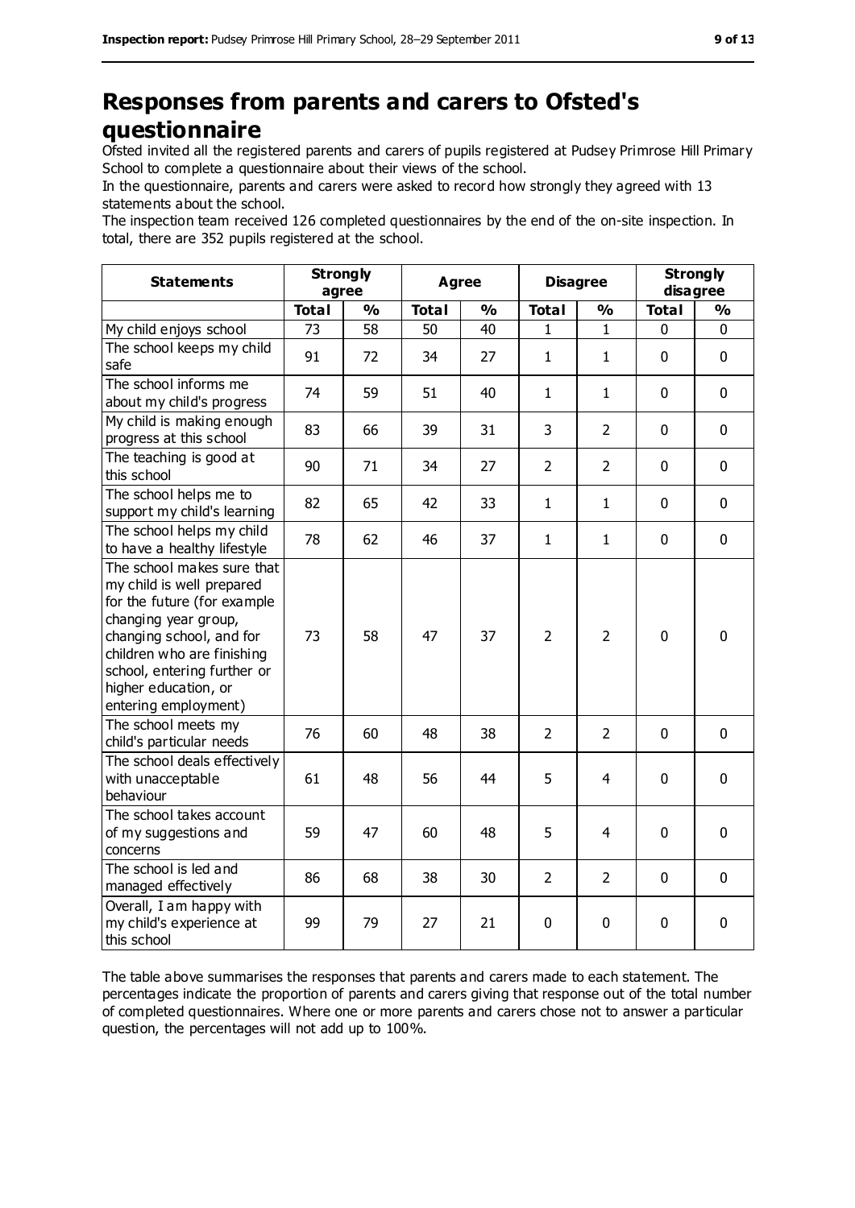# Responses from parents and carers to Ofsted's questionnaire

Ofsted invited all the registered parents and carers of pupils registered at Pudsey Primrose Hill Primary School to complete a questionnaire about their views of the school.

In the questionnaire, parents and carers were asked to record how strongly they agreed with 13 statements about the school.

The inspection team received 126 completed questionnaires by the end of the on-site inspection. In total, there are 352 pupils registered at the school.

| Statements | Strongly agree | | Agree | | Disagree | | Strongly disagree | |
|---|---|---|---|---|---|---|---|---|
| | **Total** | **%** | **Total** | **%** | **Total** | **%** | **Total** | **%** |
| My child enjoys school | 73 | 58 | 50 | 40 | 1 | 1 | 0 | 0 |
| The school keeps my child safe | 91 | 72 | 34 | 27 | 1 | 1 | 0 | 0 |
| The school informs me about my child's progress | 74 | 59 | 51 | 40 | 1 | 1 | 0 | 0 |
| My child is making enough progress at this school | 83 | 66 | 39 | 31 | 3 | 2 | 0 | 0 |
| The teaching is good at this school | 90 | 71 | 34 | 27 | 2 | 2 | 0 | 0 |
| The school helps me to support my child's learning | 82 | 65 | 42 | 33 | 1 | 1 | 0 | 0 |
| The school helps my child to have a healthy lifestyle | 78 | 62 | 46 | 37 | 1 | 1 | 0 | 0 |
| The school makes sure that my child is well prepared for the future (for example changing year group, changing school, and for children who are finishing school, entering further or higher education, or entering employment) | 73 | 58 | 47 | 37 | 2 | 2 | 0 | 0 |
| The school meets my child's particular needs | 76 | 60 | 48 | 38 | 2 | 2 | 0 | 0 |
| The school deals effectively with unacceptable behaviour | 61 | 48 | 56 | 44 | 5 | 4 | 0 | 0 |
| The school takes account of my suggestions and concerns | 59 | 47 | 60 | 48 | 5 | 4 | 0 | 0 |
| The school is led and managed effectively | 86 | 68 | 38 | 30 | 2 | 2 | 0 | 0 |
| Overall, I am happy with my child's experience at this school | 99 | 79 | 27 | 21 | 0 | 0 | 0 | 0 |

The table above summarises the responses that parents and carers made to each statement. The percentages indicate the proportion of parents and carers giving that response out of the total number of completed questionnaires. Where one or more parents and carers chose not to answer a particular question, the percentages will not add up to 100%.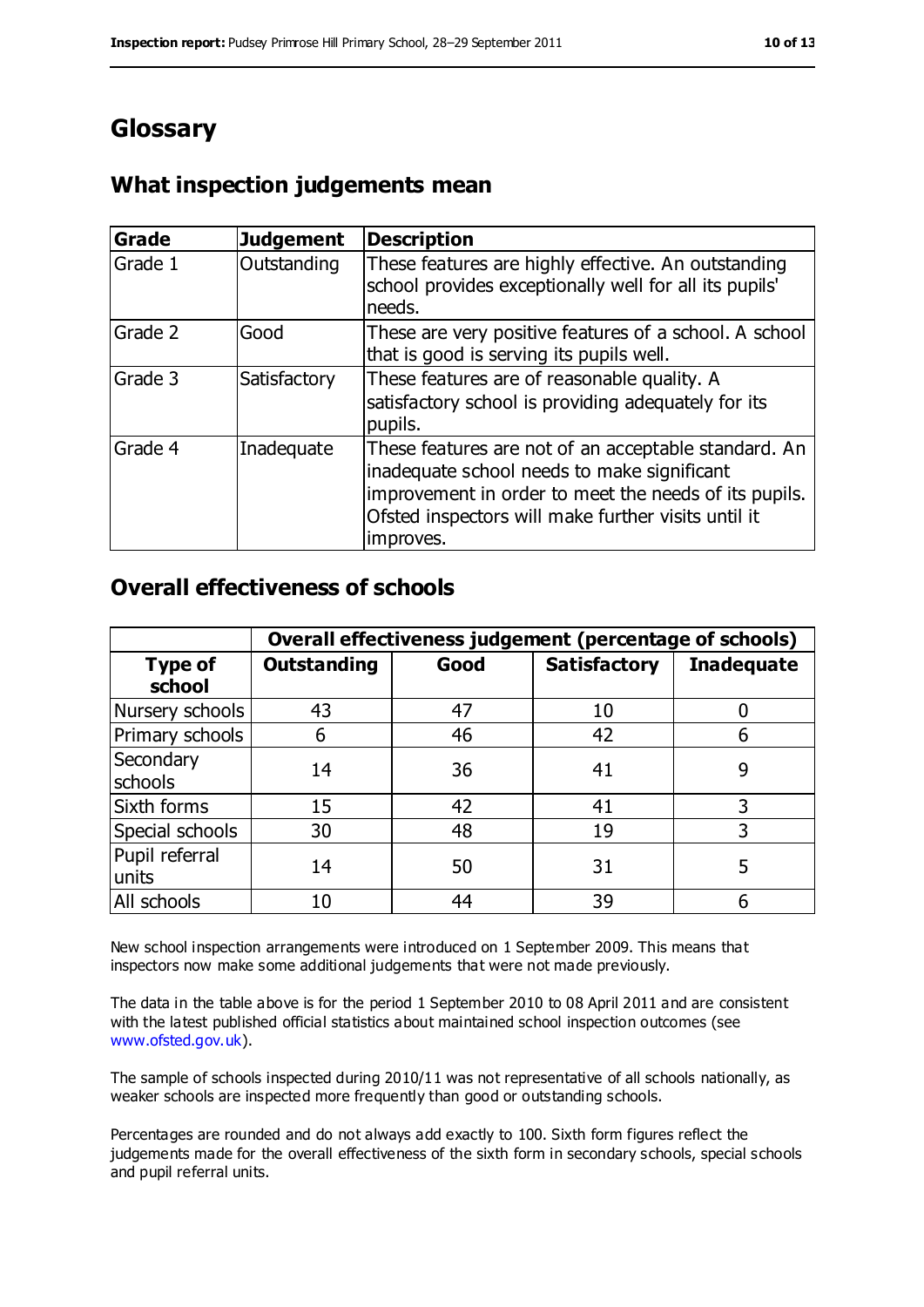# Glossary

## What inspection judgements mean

| Grade | Judgement | Description |
|---|---|---|
| Grade 1 | Outstanding | These features are highly effective. An outstanding school provides exceptionally well for all its pupils' needs. |
| Grade 2 | Good | These are very positive features of a school. A school that is good is serving its pupils well. |
| Grade 3 | Satisfactory | These features are of reasonable quality. A satisfactory school is providing adequately for its pupils. |
| Grade 4 | Inadequate | These features are not of an acceptable standard. An inadequate school needs to make significant improvement in order to meet the needs of its pupils. Ofsted inspectors will make further visits until it improves. |

## Overall effectiveness of schools

| | Overall effectiveness judgement (percentage of schools) | | | |
|---|---|---|---|---|
| **Type of school** | **Outstanding** | **Good** | **Satisfactory** | **Inadequate** |
| Nursery schools | 43 | 47 | 10 | 0 |
| Primary schools | 6 | 46 | 42 | 6 |
| Secondary schools | 14 | 36 | 41 | 9 |
| Sixth forms | 15 | 42 | 41 | 3 |
| Special schools | 30 | 48 | 19 | 3 |
| Pupil referral units | 14 | 50 | 31 | 5 |
| All schools | 10 | 44 | 39 | 6 |

New school inspection arrangements were introduced on 1 September 2009. This means that inspectors now make some additional judgements that were not made previously.

The data in the table above is for the period 1 September 2010 to 08 April 2011 and are consistent with the latest published official statistics about maintained school inspection outcomes (see www.ofsted.gov.uk).

The sample of schools inspected during 2010/11 was not representative of all schools nationally, as weaker schools are inspected more frequently than good or outstanding schools.

Percentages are rounded and do not always add exactly to 100. Sixth form figures reflect the judgements made for the overall effectiveness of the sixth form in secondary schools, special schools and pupil referral units.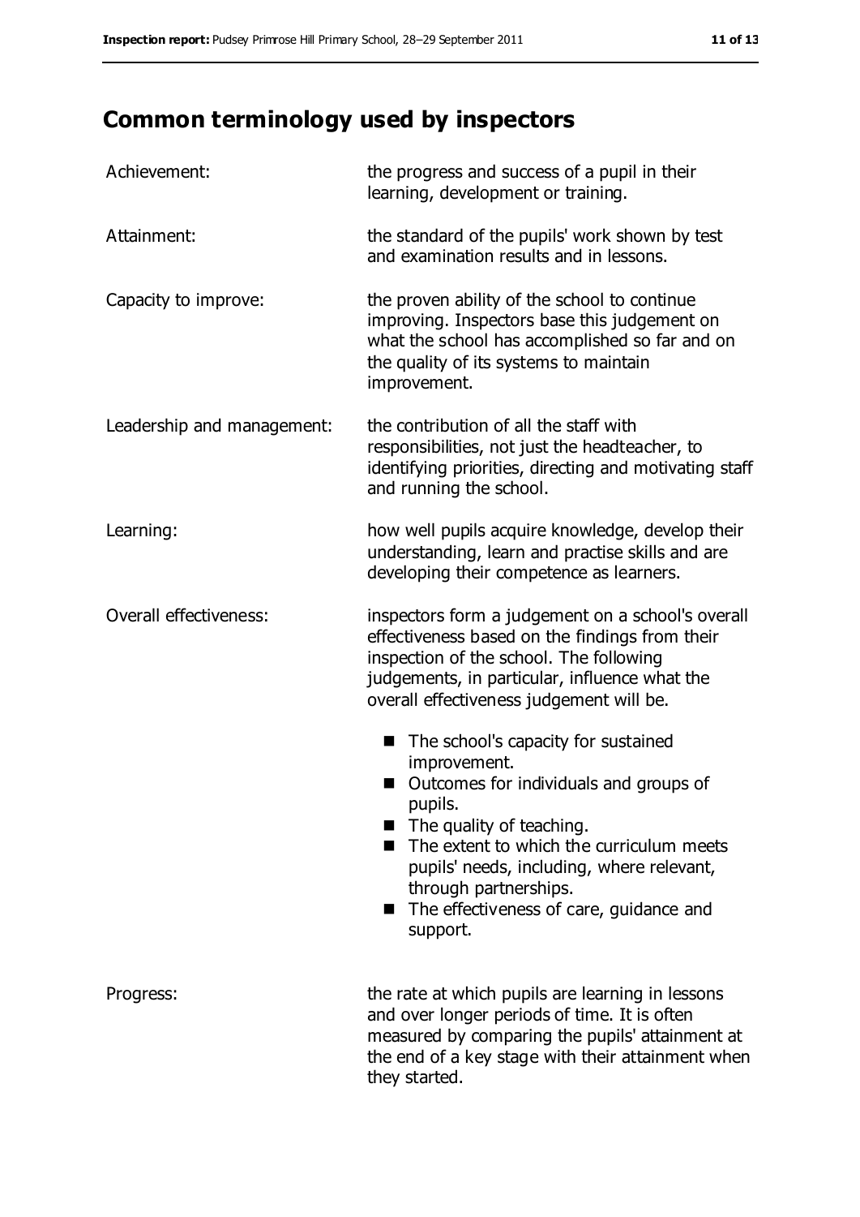# Common terminology used by inspectors

| | |
|---|---|
| Achievement: | the progress and success of a pupil in their learning, development or training. |
| Attainment: | the standard of the pupils' work shown by test and examination results and in lessons. |
| Capacity to improve: | the proven ability of the school to continue improving. Inspectors base this judgement on what the school has accomplished so far and on the quality of its systems to maintain improvement. |
| Leadership and management: | the contribution of all the staff with responsibilities, not just the headteacher, to identifying priorities, directing and motivating staff and running the school. |
| Learning: | how well pupils acquire knowledge, develop their understanding, learn and practise skills and are developing their competence as learners. |
| Overall effectiveness: | inspectors form a judgement on a school's overall effectiveness based on the findings from their inspection of the school. The following judgements, in particular, influence what the overall effectiveness judgement will be. |

- The school's capacity for sustained improvement.
- Outcomes for individuals and groups of pupils.
- The quality of teaching.
- The extent to which the curriculum meets pupils' needs, including, where relevant, through partnerships.
- The effectiveness of care, guidance and support.

| | |
|---|---|
| Progress: | the rate at which pupils are learning in lessons and over longer periods of time. It is often measured by comparing the pupils' attainment at the end of a key stage with their attainment when they started. |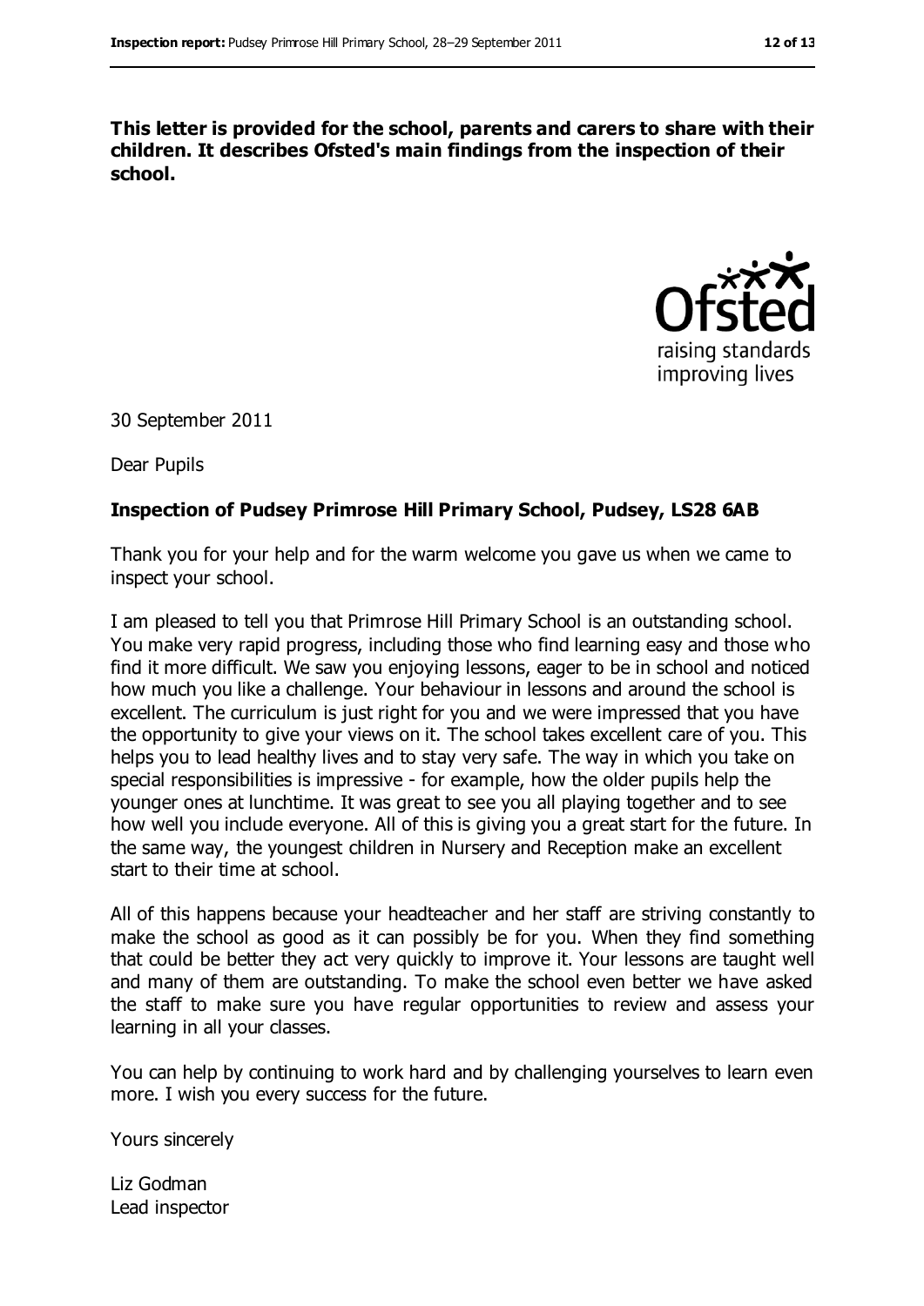**This letter is provided for the school, parents and carers to share with their children. It describes Ofsted's main findings from the inspection of their school.**

30 September 2011

Dear Pupils

**Inspection of Pudsey Primrose Hill Primary School, Pudsey, LS28 6AB**

Thank you for your help and for the warm welcome you gave us when we came to inspect your school.

I am pleased to tell you that Primrose Hill Primary School is an outstanding school. You make very rapid progress, including those who find learning easy and those who find it more difficult. We saw you enjoying lessons, eager to be in school and noticed how much you like a challenge. Your behaviour in lessons and around the school is excellent. The curriculum is just right for you and we were impressed that you have the opportunity to give your views on it. The school takes excellent care of you. This helps you to lead healthy lives and to stay very safe. The way in which you take on special responsibilities is impressive - for example, how the older pupils help the younger ones at lunchtime. It was great to see you all playing together and to see how well you include everyone. All of this is giving you a great start for the future. In the same way, the youngest children in Nursery and Reception make an excellent start to their time at school.

All of this happens because your headteacher and her staff are striving constantly to make the school as good as it can possibly be for you. When they find something that could be better they act very quickly to improve it. Your lessons are taught well and many of them are outstanding. To make the school even better we have asked the staff to make sure you have regular opportunities to review and assess your learning in all your classes.

You can help by continuing to work hard and by challenging yourselves to learn even more. I wish you every success for the future.

Yours sincerely

Liz Godman
Lead inspector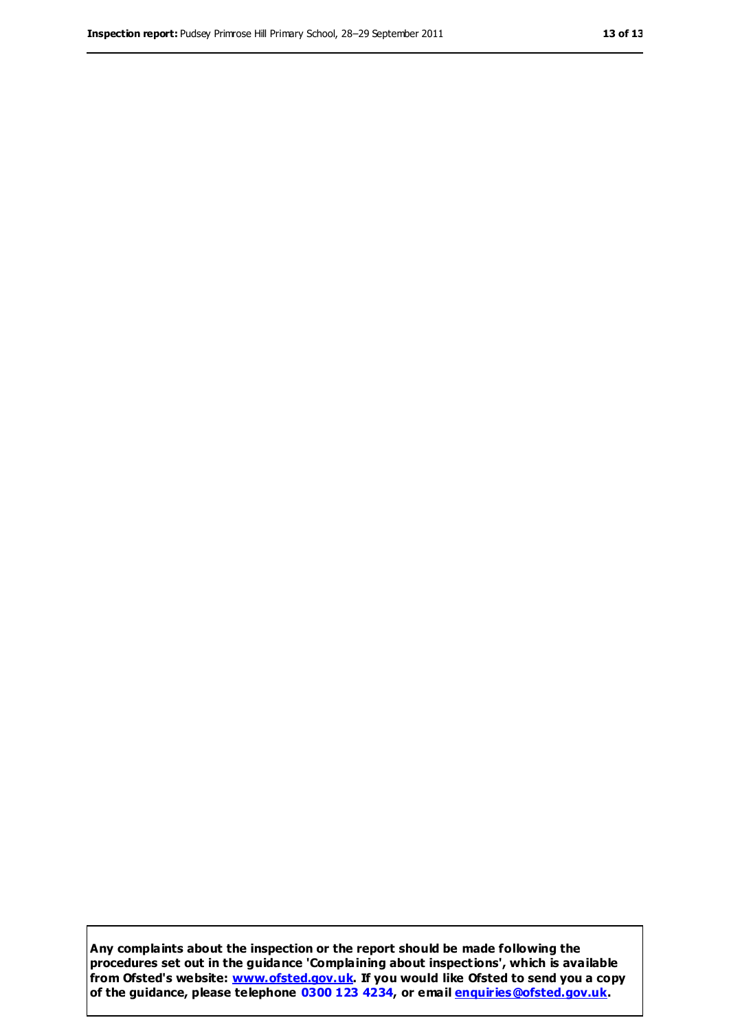**Any complaints about the inspection or the report should be made following the procedures set out in the guidance 'Complaining about inspections', which is available from Ofsted's website: [www.ofsted.gov.uk](http://www.ofsted.gov.uk). If you would like Ofsted to send you a copy of the guidance, please telephone 0300 123 4234, or email [enquiries@ofsted.gov.uk](mailto:enquiries@ofsted.gov.uk).**